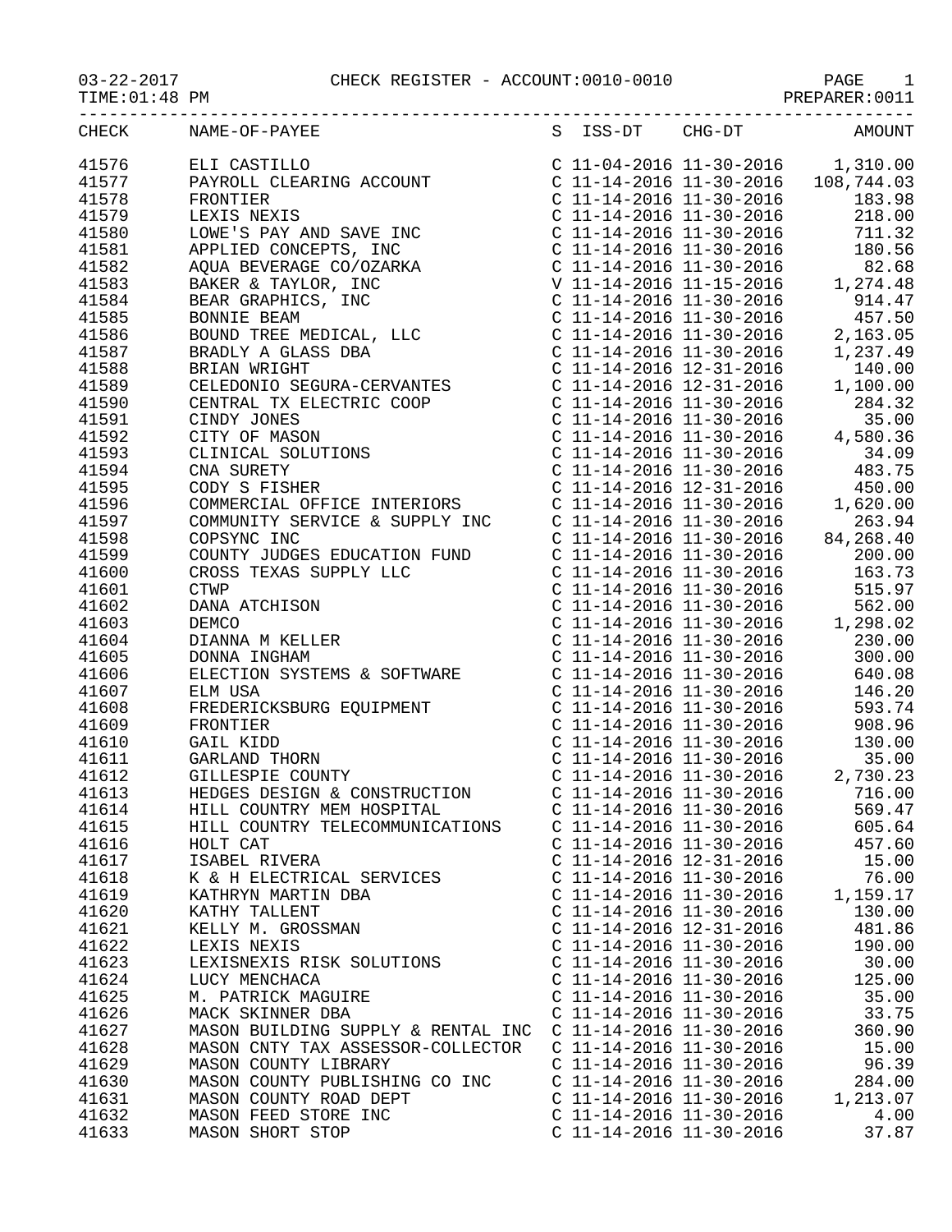03-22-2017 CHECK REGISTER - ACCOUNT:0010-0010 PAGE 1

TIME:01:48 PM PREPARER:0011

| CHECK | NAME-OF-PAYEE | S | ISS-DT | CHG-DT | AMOUNT |
|---|---|---|---|---|---|
| 41576 | ELI CASTILLO | C | 11-04-2016 | 11-30-2016 | 1,310.00 |
| 41577 | PAYROLL CLEARING ACCOUNT | C | 11-14-2016 | 11-30-2016 | 108,744.03 |
| 41578 | FRONTIER | C | 11-14-2016 | 11-30-2016 | 183.98 |
| 41579 | LEXIS NEXIS | C | 11-14-2016 | 11-30-2016 | 218.00 |
| 41580 | LOWE'S PAY AND SAVE INC | C | 11-14-2016 | 11-30-2016 | 711.32 |
| 41581 | APPLIED CONCEPTS, INC | C | 11-14-2016 | 11-30-2016 | 180.56 |
| 41582 | AQUA BEVERAGE CO/OZARKA | C | 11-14-2016 | 11-30-2016 | 82.68 |
| 41583 | BAKER & TAYLOR, INC | V | 11-14-2016 | 11-15-2016 | 1,274.48 |
| 41584 | BEAR GRAPHICS, INC | C | 11-14-2016 | 11-30-2016 | 914.47 |
| 41585 | BONNIE BEAM | C | 11-14-2016 | 11-30-2016 | 457.50 |
| 41586 | BOUND TREE MEDICAL, LLC | C | 11-14-2016 | 11-30-2016 | 2,163.05 |
| 41587 | BRADLY A GLASS DBA | C | 11-14-2016 | 11-30-2016 | 1,237.49 |
| 41588 | BRIAN WRIGHT | C | 11-14-2016 | 12-31-2016 | 140.00 |
| 41589 | CELEDONIO SEGURA-CERVANTES | C | 11-14-2016 | 12-31-2016 | 1,100.00 |
| 41590 | CENTRAL TX ELECTRIC COOP | C | 11-14-2016 | 11-30-2016 | 284.32 |
| 41591 | CINDY JONES | C | 11-14-2016 | 11-30-2016 | 35.00 |
| 41592 | CITY OF MASON | C | 11-14-2016 | 11-30-2016 | 4,580.36 |
| 41593 | CLINICAL SOLUTIONS | C | 11-14-2016 | 11-30-2016 | 34.09 |
| 41594 | CNA SURETY | C | 11-14-2016 | 11-30-2016 | 483.75 |
| 41595 | CODY S FISHER | C | 11-14-2016 | 12-31-2016 | 450.00 |
| 41596 | COMMERCIAL OFFICE INTERIORS | C | 11-14-2016 | 11-30-2016 | 1,620.00 |
| 41597 | COMMUNITY SERVICE & SUPPLY INC | C | 11-14-2016 | 11-30-2016 | 263.94 |
| 41598 | COPSYNC INC | C | 11-14-2016 | 11-30-2016 | 84,268.40 |
| 41599 | COUNTY JUDGES EDUCATION FUND | C | 11-14-2016 | 11-30-2016 | 200.00 |
| 41600 | CROSS TEXAS SUPPLY LLC | C | 11-14-2016 | 11-30-2016 | 163.73 |
| 41601 | CTWP | C | 11-14-2016 | 11-30-2016 | 515.97 |
| 41602 | DANA ATCHISON | C | 11-14-2016 | 11-30-2016 | 562.00 |
| 41603 | DEMCO | C | 11-14-2016 | 11-30-2016 | 1,298.02 |
| 41604 | DIANNA M KELLER | C | 11-14-2016 | 11-30-2016 | 230.00 |
| 41605 | DONNA INGHAM | C | 11-14-2016 | 11-30-2016 | 300.00 |
| 41606 | ELECTION SYSTEMS & SOFTWARE | C | 11-14-2016 | 11-30-2016 | 640.08 |
| 41607 | ELM USA | C | 11-14-2016 | 11-30-2016 | 146.20 |
| 41608 | FREDERICKSBURG EQUIPMENT | C | 11-14-2016 | 11-30-2016 | 593.74 |
| 41609 | FRONTIER | C | 11-14-2016 | 11-30-2016 | 908.96 |
| 41610 | GAIL KIDD | C | 11-14-2016 | 11-30-2016 | 130.00 |
| 41611 | GARLAND THORN | C | 11-14-2016 | 11-30-2016 | 35.00 |
| 41612 | GILLESPIE COUNTY | C | 11-14-2016 | 11-30-2016 | 2,730.23 |
| 41613 | HEDGES DESIGN & CONSTRUCTION | C | 11-14-2016 | 11-30-2016 | 716.00 |
| 41614 | HILL COUNTRY MEM HOSPITAL | C | 11-14-2016 | 11-30-2016 | 569.47 |
| 41615 | HILL COUNTRY TELECOMMUNICATIONS | C | 11-14-2016 | 11-30-2016 | 605.64 |
| 41616 | HOLT CAT | C | 11-14-2016 | 11-30-2016 | 457.60 |
| 41617 | ISABEL RIVERA | C | 11-14-2016 | 12-31-2016 | 15.00 |
| 41618 | K & H ELECTRICAL SERVICES | C | 11-14-2016 | 11-30-2016 | 76.00 |
| 41619 | KATHRYN MARTIN DBA | C | 11-14-2016 | 11-30-2016 | 1,159.17 |
| 41620 | KATHY TALLENT | C | 11-14-2016 | 11-30-2016 | 130.00 |
| 41621 | KELLY M. GROSSMAN | C | 11-14-2016 | 12-31-2016 | 481.86 |
| 41622 | LEXIS NEXIS | C | 11-14-2016 | 11-30-2016 | 190.00 |
| 41623 | LEXISNEXIS RISK SOLUTIONS | C | 11-14-2016 | 11-30-2016 | 30.00 |
| 41624 | LUCY MENCHACA | C | 11-14-2016 | 11-30-2016 | 125.00 |
| 41625 | M. PATRICK MAGUIRE | C | 11-14-2016 | 11-30-2016 | 35.00 |
| 41626 | MACK SKINNER DBA | C | 11-14-2016 | 11-30-2016 | 33.75 |
| 41627 | MASON BUILDING SUPPLY & RENTAL INC | C | 11-14-2016 | 11-30-2016 | 360.90 |
| 41628 | MASON CNTY TAX ASSESSOR-COLLECTOR | C | 11-14-2016 | 11-30-2016 | 15.00 |
| 41629 | MASON COUNTY LIBRARY | C | 11-14-2016 | 11-30-2016 | 96.39 |
| 41630 | MASON COUNTY PUBLISHING CO INC | C | 11-14-2016 | 11-30-2016 | 284.00 |
| 41631 | MASON COUNTY ROAD DEPT | C | 11-14-2016 | 11-30-2016 | 1,213.07 |
| 41632 | MASON FEED STORE INC | C | 11-14-2016 | 11-30-2016 | 4.00 |
| 41633 | MASON SHORT STOP | C | 11-14-2016 | 11-30-2016 | 37.87 |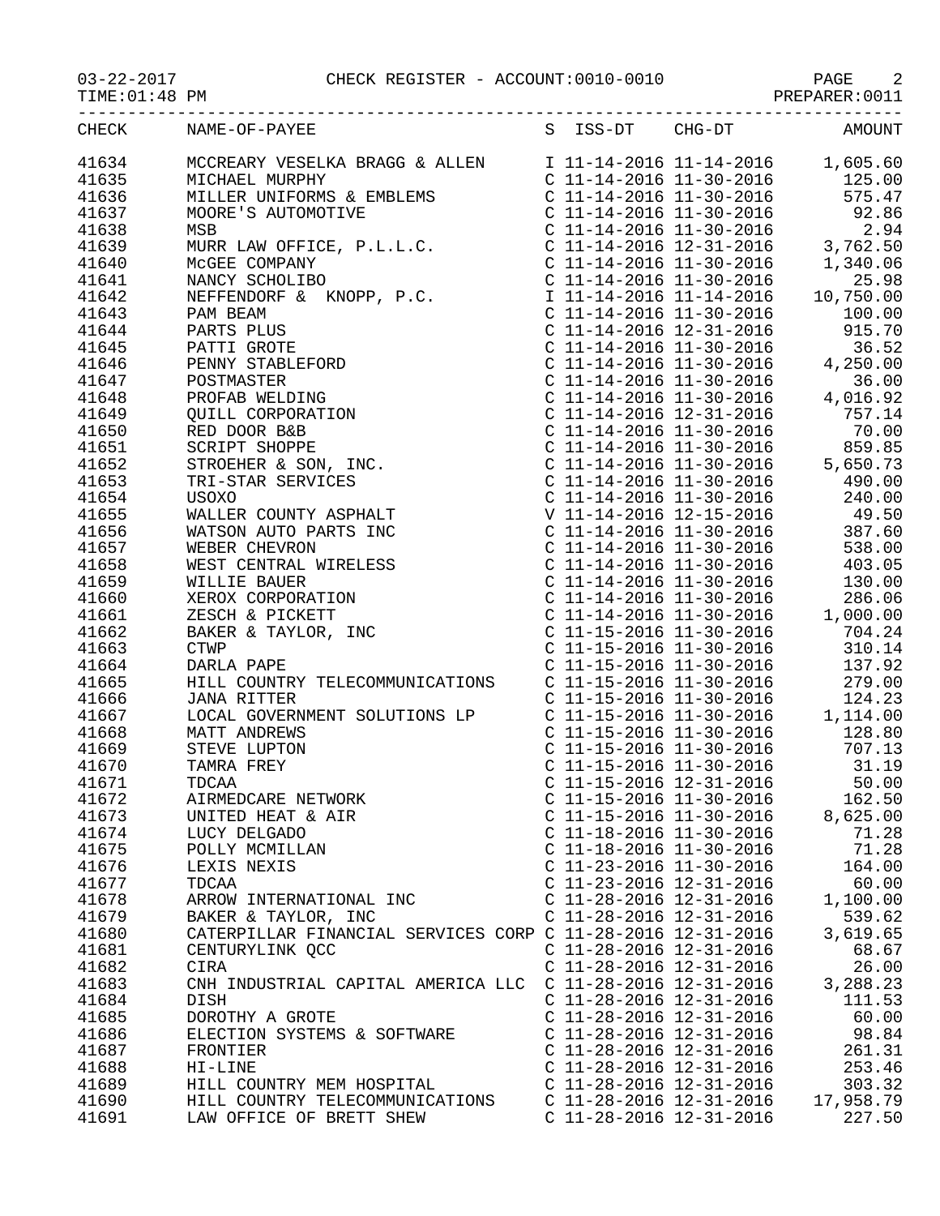CHECK REGISTER - ACCOUNT:0010-0010

| CHECK | NAME-OF-PAYEE | S | ISS-DT | CHG-DT | AMOUNT |
|---|---|---|---|---|---|
| 41634 | MCCREARY VESELKA BRAGG & ALLEN | I | 11-14-2016 | 11-14-2016 | 1,605.60 |
| 41635 | MICHAEL MURPHY | C | 11-14-2016 | 11-30-2016 | 125.00 |
| 41636 | MILLER UNIFORMS & EMBLEMS | C | 11-14-2016 | 11-30-2016 | 575.47 |
| 41637 | MOORE'S AUTOMOTIVE | C | 11-14-2016 | 11-30-2016 | 92.86 |
| 41638 | MSB | C | 11-14-2016 | 11-30-2016 | 2.94 |
| 41639 | MURR LAW OFFICE, P.L.L.C. | C | 11-14-2016 | 12-31-2016 | 3,762.50 |
| 41640 | McGEE COMPANY | C | 11-14-2016 | 11-30-2016 | 1,340.06 |
| 41641 | NANCY SCHOLIBO | C | 11-14-2016 | 11-30-2016 | 25.98 |
| 41642 | NEFFENDORF & KNOPP, P.C. | I | 11-14-2016 | 11-14-2016 | 10,750.00 |
| 41643 | PAM BEAM | C | 11-14-2016 | 11-30-2016 | 100.00 |
| 41644 | PARTS PLUS | C | 11-14-2016 | 12-31-2016 | 915.70 |
| 41645 | PATTI GROTE | C | 11-14-2016 | 11-30-2016 | 36.52 |
| 41646 | PENNY STABLEFORD | C | 11-14-2016 | 11-30-2016 | 4,250.00 |
| 41647 | POSTMASTER | C | 11-14-2016 | 11-30-2016 | 36.00 |
| 41648 | PROFAB WELDING | C | 11-14-2016 | 11-30-2016 | 4,016.92 |
| 41649 | QUILL CORPORATION | C | 11-14-2016 | 12-31-2016 | 757.14 |
| 41650 | RED DOOR B&B | C | 11-14-2016 | 11-30-2016 | 70.00 |
| 41651 | SCRIPT SHOPPE | C | 11-14-2016 | 11-30-2016 | 859.85 |
| 41652 | STROEHER & SON, INC. | C | 11-14-2016 | 11-30-2016 | 5,650.73 |
| 41653 | TRI-STAR SERVICES | C | 11-14-2016 | 11-30-2016 | 490.00 |
| 41654 | USOXO | C | 11-14-2016 | 11-30-2016 | 240.00 |
| 41655 | WALLER COUNTY ASPHALT | V | 11-14-2016 | 12-15-2016 | 49.50 |
| 41656 | WATSON AUTO PARTS INC | C | 11-14-2016 | 11-30-2016 | 387.60 |
| 41657 | WEBER CHEVRON | C | 11-14-2016 | 11-30-2016 | 538.00 |
| 41658 | WEST CENTRAL WIRELESS | C | 11-14-2016 | 11-30-2016 | 403.05 |
| 41659 | WILLIE BAUER | C | 11-14-2016 | 11-30-2016 | 130.00 |
| 41660 | XEROX CORPORATION | C | 11-14-2016 | 11-30-2016 | 286.06 |
| 41661 | ZESCH & PICKETT | C | 11-14-2016 | 11-30-2016 | 1,000.00 |
| 41662 | BAKER & TAYLOR, INC | C | 11-15-2016 | 11-30-2016 | 704.24 |
| 41663 | CTWP | C | 11-15-2016 | 11-30-2016 | 310.14 |
| 41664 | DARLA PAPE | C | 11-15-2016 | 11-30-2016 | 137.92 |
| 41665 | HILL COUNTRY TELECOMMUNICATIONS | C | 11-15-2016 | 11-30-2016 | 279.00 |
| 41666 | JANA RITTER | C | 11-15-2016 | 11-30-2016 | 124.23 |
| 41667 | LOCAL GOVERNMENT SOLUTIONS LP | C | 11-15-2016 | 11-30-2016 | 1,114.00 |
| 41668 | MATT ANDREWS | C | 11-15-2016 | 11-30-2016 | 128.80 |
| 41669 | STEVE LUPTON | C | 11-15-2016 | 11-30-2016 | 707.13 |
| 41670 | TAMRA FREY | C | 11-15-2016 | 11-30-2016 | 31.19 |
| 41671 | TDCAA | C | 11-15-2016 | 12-31-2016 | 50.00 |
| 41672 | AIRMEDCARE NETWORK | C | 11-15-2016 | 11-30-2016 | 162.50 |
| 41673 | UNITED HEAT & AIR | C | 11-15-2016 | 11-30-2016 | 8,625.00 |
| 41674 | LUCY DELGADO | C | 11-18-2016 | 11-30-2016 | 71.28 |
| 41675 | POLLY MCMILLAN | C | 11-18-2016 | 11-30-2016 | 71.28 |
| 41676 | LEXIS NEXIS | C | 11-23-2016 | 11-30-2016 | 164.00 |
| 41677 | TDCAA | C | 11-23-2016 | 12-31-2016 | 60.00 |
| 41678 | ARROW INTERNATIONAL INC | C | 11-28-2016 | 12-31-2016 | 1,100.00 |
| 41679 | BAKER & TAYLOR, INC | C | 11-28-2016 | 12-31-2016 | 539.62 |
| 41680 | CATERPILLAR FINANCIAL SERVICES CORP | C | 11-28-2016 | 12-31-2016 | 3,619.65 |
| 41681 | CENTURYLINK QCC | C | 11-28-2016 | 12-31-2016 | 68.67 |
| 41682 | CIRA | C | 11-28-2016 | 12-31-2016 | 26.00 |
| 41683 | CNH INDUSTRIAL CAPITAL AMERICA LLC | C | 11-28-2016 | 12-31-2016 | 3,288.23 |
| 41684 | DISH | C | 11-28-2016 | 12-31-2016 | 111.53 |
| 41685 | DOROTHY A GROTE | C | 11-28-2016 | 12-31-2016 | 60.00 |
| 41686 | ELECTION SYSTEMS & SOFTWARE | C | 11-28-2016 | 12-31-2016 | 98.84 |
| 41687 | FRONTIER | C | 11-28-2016 | 12-31-2016 | 261.31 |
| 41688 | HI-LINE | C | 11-28-2016 | 12-31-2016 | 253.46 |
| 41689 | HILL COUNTRY MEM HOSPITAL | C | 11-28-2016 | 12-31-2016 | 303.32 |
| 41690 | HILL COUNTRY TELECOMMUNICATIONS | C | 11-28-2016 | 12-31-2016 | 17,958.79 |
| 41691 | LAW OFFICE OF BRETT SHEW | C | 11-28-2016 | 12-31-2016 | 227.50 |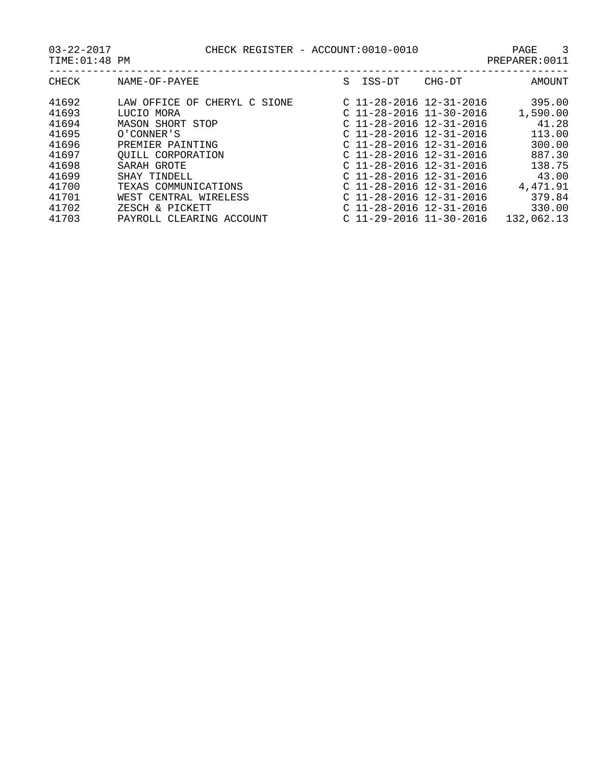03-22-2017 CHECK REGISTER - ACCOUNT:0010-0010
TIME:01:48 PM PREPARER:0011

| CHECK | NAME-OF-PAYEE | S | ISS-DT | CHG-DT | AMOUNT |
|---|---|---|---|---|---|
| 41692 | LAW OFFICE OF CHERYL C SIONE | C | 11-28-2016 | 12-31-2016 | 395.00 |
| 41693 | LUCIO MORA | C | 11-28-2016 | 11-30-2016 | 1,590.00 |
| 41694 | MASON SHORT STOP | C | 11-28-2016 | 12-31-2016 | 41.28 |
| 41695 | O'CONNER'S | C | 11-28-2016 | 12-31-2016 | 113.00 |
| 41696 | PREMIER PAINTING | C | 11-28-2016 | 12-31-2016 | 300.00 |
| 41697 | QUILL CORPORATION | C | 11-28-2016 | 12-31-2016 | 887.30 |
| 41698 | SARAH GROTE | C | 11-28-2016 | 12-31-2016 | 138.75 |
| 41699 | SHAY TINDELL | C | 11-28-2016 | 12-31-2016 | 43.00 |
| 41700 | TEXAS COMMUNICATIONS | C | 11-28-2016 | 12-31-2016 | 4,471.91 |
| 41701 | WEST CENTRAL WIRELESS | C | 11-28-2016 | 12-31-2016 | 379.84 |
| 41702 | ZESCH & PICKETT | C | 11-28-2016 | 12-31-2016 | 330.00 |
| 41703 | PAYROLL CLEARING ACCOUNT | C | 11-29-2016 | 11-30-2016 | 132,062.13 |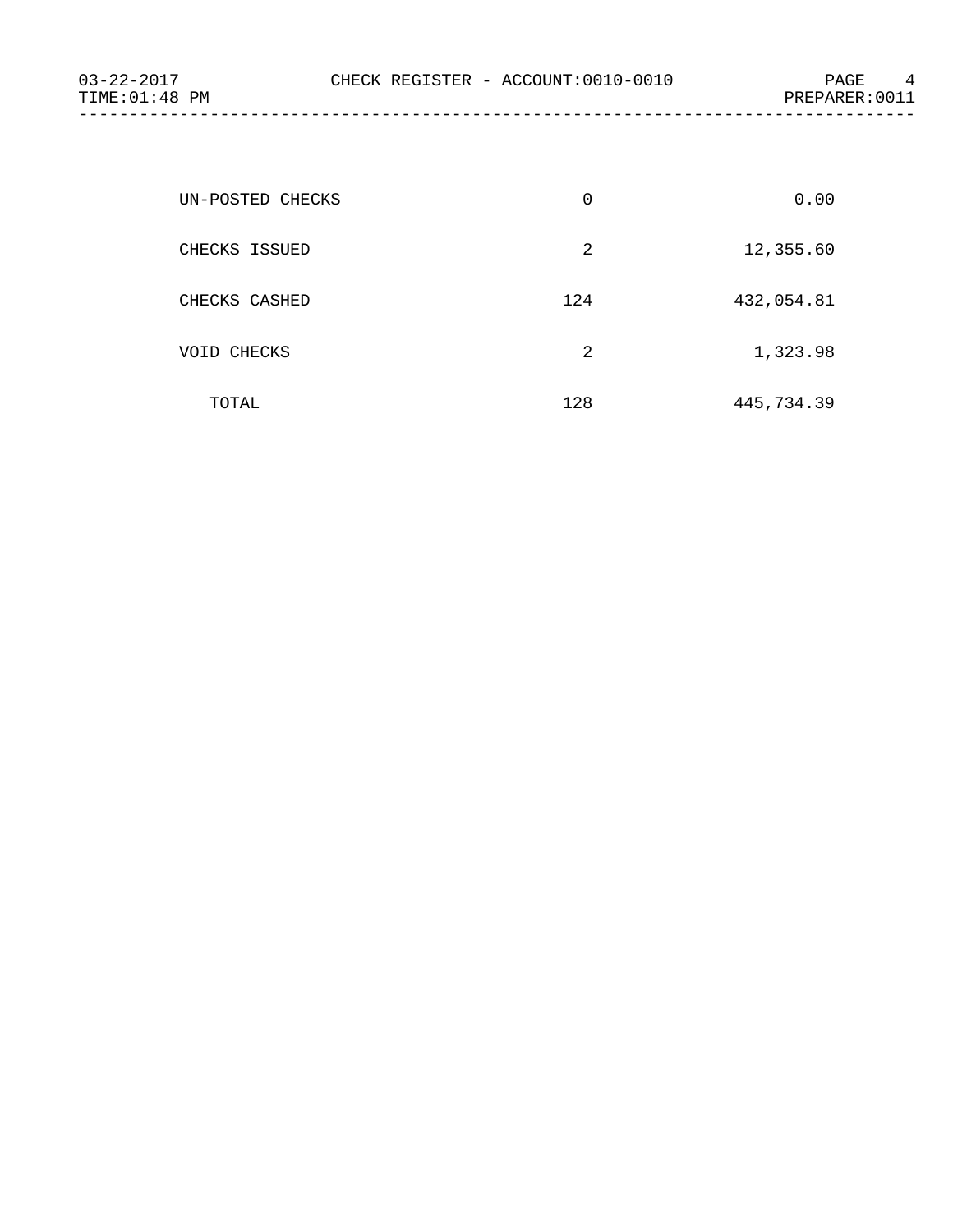| | | |
|---|---|---|
| UN-POSTED CHECKS | 0 | 0.00 |
| CHECKS ISSUED | 2 | 12,355.60 |
| CHECKS CASHED | 124 | 432,054.81 |
| VOID CHECKS | 2 | 1,323.98 |
| TOTAL | 128 | 445,734.39 |